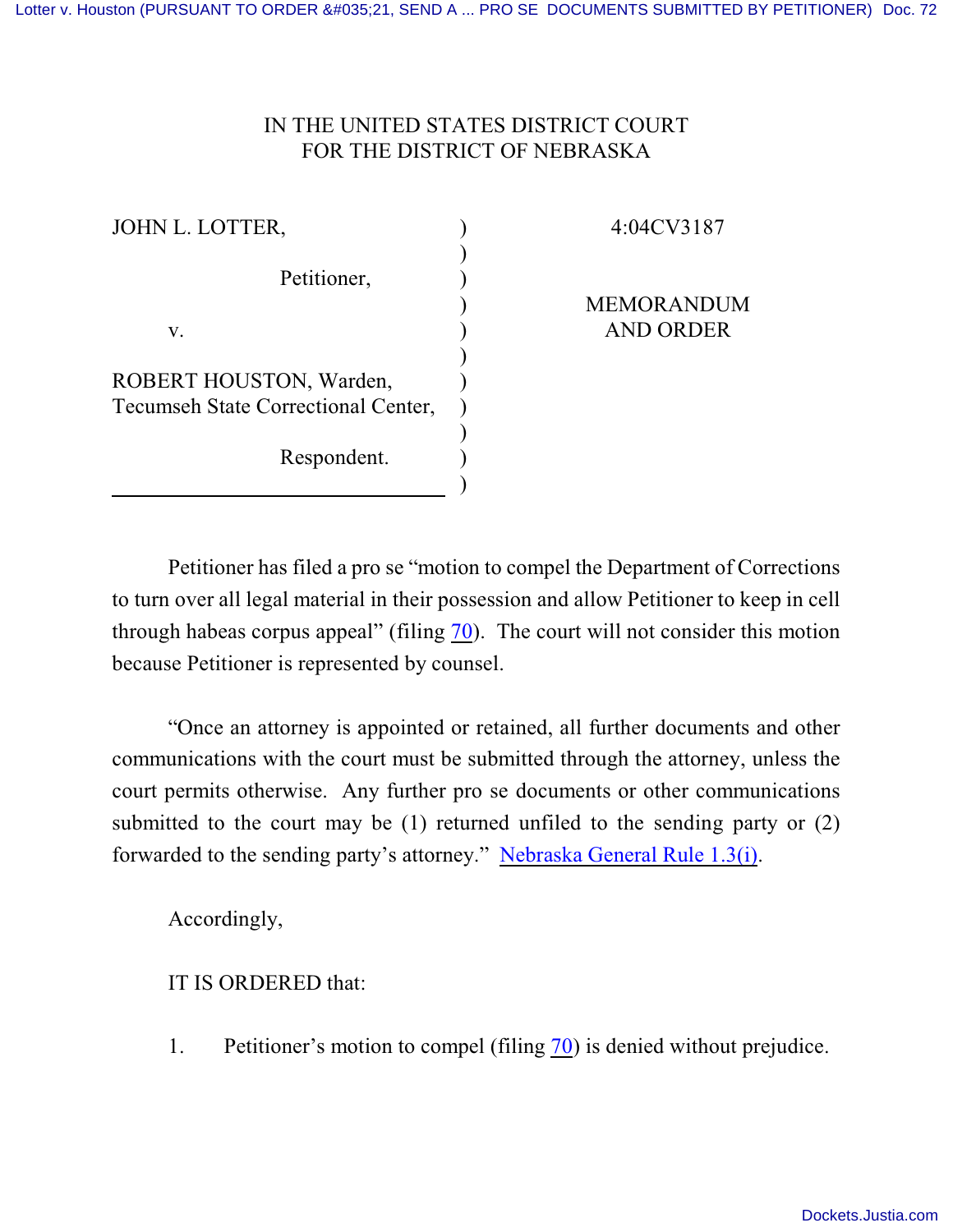IN THE UNITED STATES DISTRICT COURT
FOR THE DISTRICT OF NEBRASKA

| | | |
|---|---|---|
| JOHN L. LOTTER, | ) | 4:04CV3187 |
| | ) | |
| Petitioner, | ) | |
| | ) | MEMORANDUM |
| v. | ) | AND ORDER |
| | ) | |
| ROBERT HOUSTON, Warden, Tecumseh State Correctional Center, | ) | |
| | ) | |
| Respondent. | ) | |

Petitioner has filed a pro se "motion to compel the Department of Corrections to turn over all legal material in their possession and allow Petitioner to keep in cell through habeas corpus appeal" (filing 70). The court will not consider this motion because Petitioner is represented by counsel.

"Once an attorney is appointed or retained, all further documents and other communications with the court must be submitted through the attorney, unless the court permits otherwise. Any further pro se documents or other communications submitted to the court may be (1) returned unfiled to the sending party or (2) forwarded to the sending party's attorney." Nebraska General Rule 1.3(i).

Accordingly,

IT IS ORDERED that:

1. Petitioner's motion to compel (filing 70) is denied without prejudice.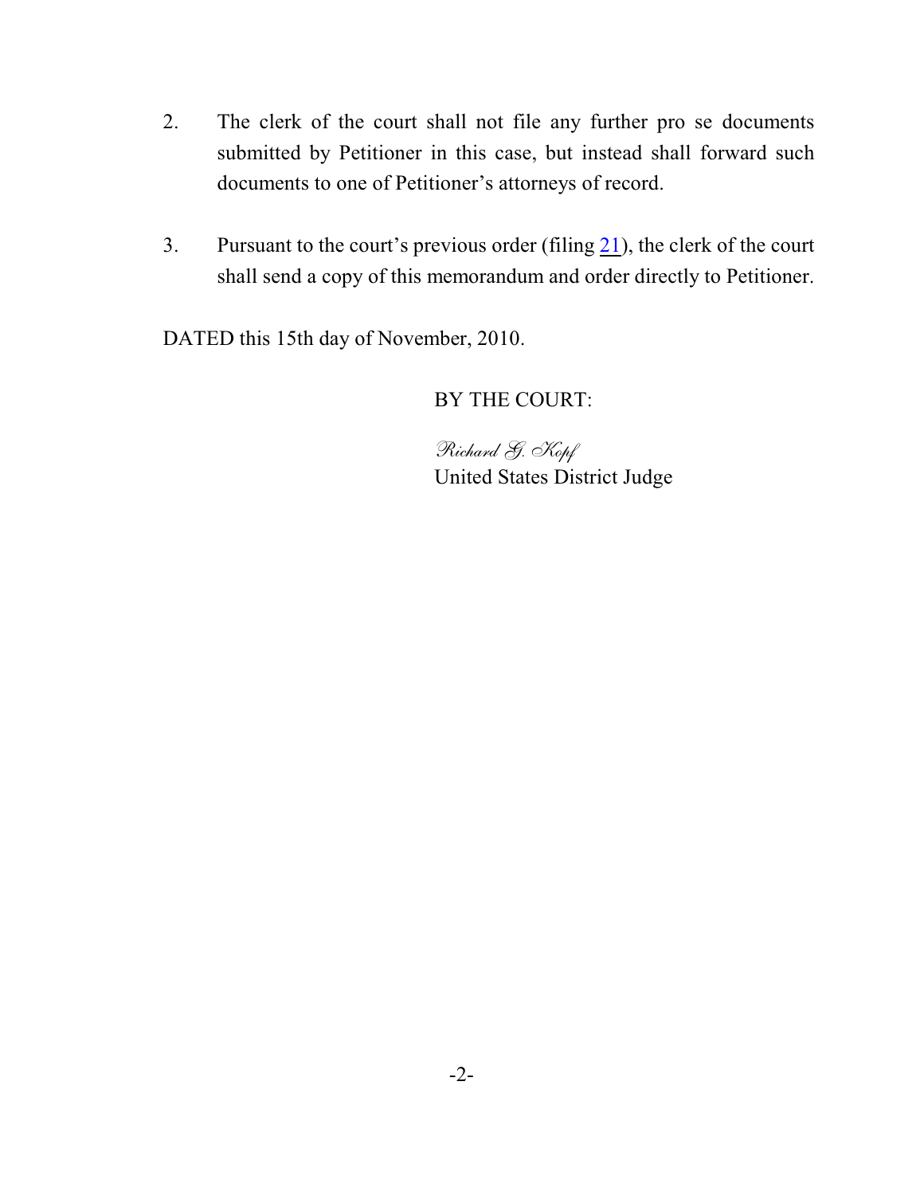2. The clerk of the court shall not file any further pro se documents submitted by Petitioner in this case, but instead shall forward such documents to one of Petitioner's attorneys of record.

3. Pursuant to the court's previous order (filing 21), the clerk of the court shall send a copy of this memorandum and order directly to Petitioner.

DATED this 15th day of November, 2010.

BY THE COURT:

*Richard G. Kopf*
United States District Judge